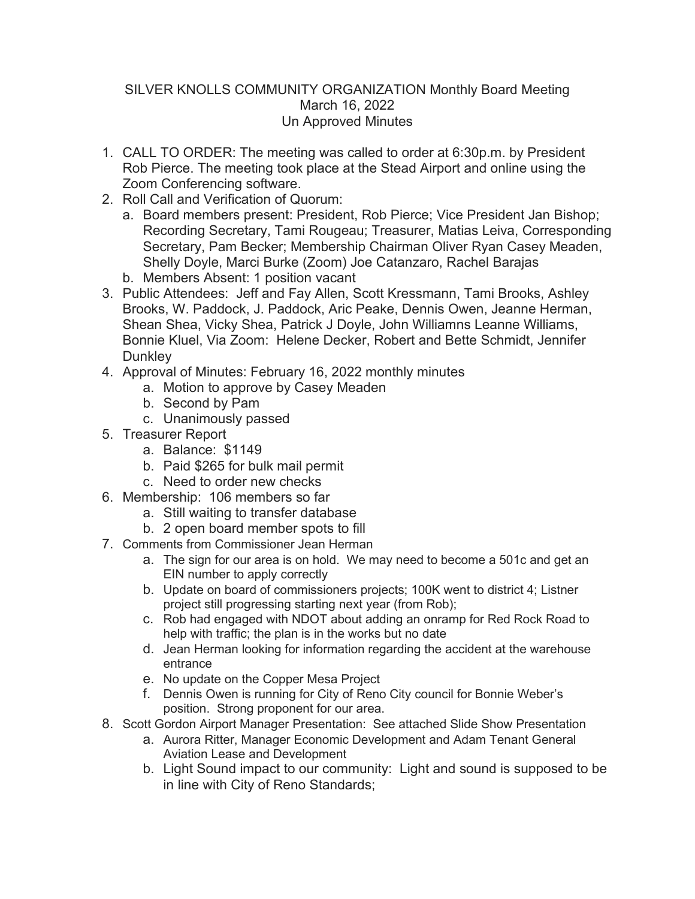SILVER KNOLLS COMMUNITY ORGANIZATION Monthly Board Meeting
March 16, 2022
Un Approved Minutes

1. CALL TO ORDER: The meeting was called to order at 6:30p.m. by President Rob Pierce. The meeting took place at the Stead Airport and online using the Zoom Conferencing software.
2. Roll Call and Verification of Quorum:
   a. Board members present: President, Rob Pierce; Vice President Jan Bishop; Recording Secretary, Tami Rougeau; Treasurer, Matias Leiva, Corresponding Secretary, Pam Becker; Membership Chairman Oliver Ryan Casey Meaden, Shelly Doyle, Marci Burke (Zoom) Joe Catanzaro, Rachel Barajas
   b. Members Absent: 1 position vacant
3. Public Attendees: Jeff and Fay Allen, Scott Kressmann, Tami Brooks, Ashley Brooks, W. Paddock, J. Paddock, Aric Peake, Dennis Owen, Jeanne Herman, Shean Shea, Vicky Shea, Patrick J Doyle, John Williamns Leanne Williams, Bonnie Kluel, Via Zoom: Helene Decker, Robert and Bette Schmidt, Jennifer Dunkley
4. Approval of Minutes: February 16, 2022 monthly minutes
   a. Motion to approve by Casey Meaden
   b. Second by Pam
   c. Unanimously passed
5. Treasurer Report
   a. Balance: $1149
   b. Paid $265 for bulk mail permit
   c. Need to order new checks
6. Membership: 106 members so far
   a. Still waiting to transfer database
   b. 2 open board member spots to fill
7. Comments from Commissioner Jean Herman
   a. The sign for our area is on hold. We may need to become a 501c and get an EIN number to apply correctly
   b. Update on board of commissioners projects; 100K went to district 4; Listner project still progressing starting next year (from Rob);
   c. Rob had engaged with NDOT about adding an onramp for Red Rock Road to help with traffic; the plan is in the works but no date
   d. Jean Herman looking for information regarding the accident at the warehouse entrance
   e. No update on the Copper Mesa Project
   f. Dennis Owen is running for City of Reno City council for Bonnie Weber's position. Strong proponent for our area.
8. Scott Gordon Airport Manager Presentation: See attached Slide Show Presentation
   a. Aurora Ritter, Manager Economic Development and Adam Tenant General Aviation Lease and Development
   b. Light Sound impact to our community: Light and sound is supposed to be in line with City of Reno Standards;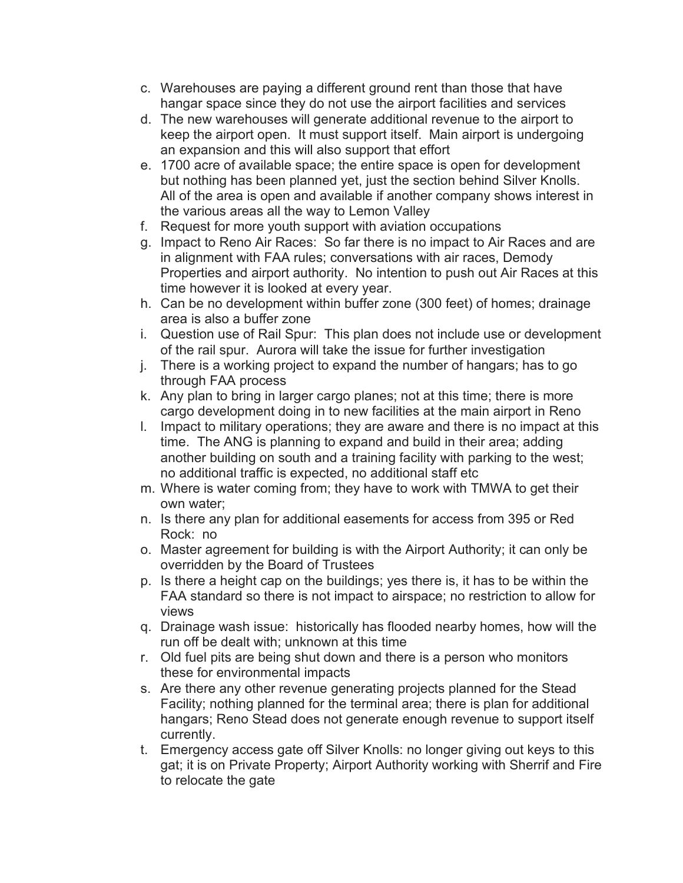c. Warehouses are paying a different ground rent than those that have hangar space since they do not use the airport facilities and services
d. The new warehouses will generate additional revenue to the airport to keep the airport open. It must support itself. Main airport is undergoing an expansion and this will also support that effort
e. 1700 acre of available space; the entire space is open for development but nothing has been planned yet, just the section behind Silver Knolls. All of the area is open and available if another company shows interest in the various areas all the way to Lemon Valley
f. Request for more youth support with aviation occupations
g. Impact to Reno Air Races: So far there is no impact to Air Races and are in alignment with FAA rules; conversations with air races, Demody Properties and airport authority. No intention to push out Air Races at this time however it is looked at every year.
h. Can be no development within buffer zone (300 feet) of homes; drainage area is also a buffer zone
i. Question use of Rail Spur: This plan does not include use or development of the rail spur. Aurora will take the issue for further investigation
j. There is a working project to expand the number of hangars; has to go through FAA process
k. Any plan to bring in larger cargo planes; not at this time; there is more cargo development doing in to new facilities at the main airport in Reno
l. Impact to military operations; they are aware and there is no impact at this time. The ANG is planning to expand and build in their area; adding another building on south and a training facility with parking to the west; no additional traffic is expected, no additional staff etc
m. Where is water coming from; they have to work with TMWA to get their own water;
n. Is there any plan for additional easements for access from 395 or Red Rock: no
o. Master agreement for building is with the Airport Authority; it can only be overridden by the Board of Trustees
p. Is there a height cap on the buildings; yes there is, it has to be within the FAA standard so there is not impact to airspace; no restriction to allow for views
q. Drainage wash issue: historically has flooded nearby homes, how will the run off be dealt with; unknown at this time
r. Old fuel pits are being shut down and there is a person who monitors these for environmental impacts
s. Are there any other revenue generating projects planned for the Stead Facility; nothing planned for the terminal area; there is plan for additional hangars; Reno Stead does not generate enough revenue to support itself currently.
t. Emergency access gate off Silver Knolls: no longer giving out keys to this gat; it is on Private Property; Airport Authority working with Sherrif and Fire to relocate the gate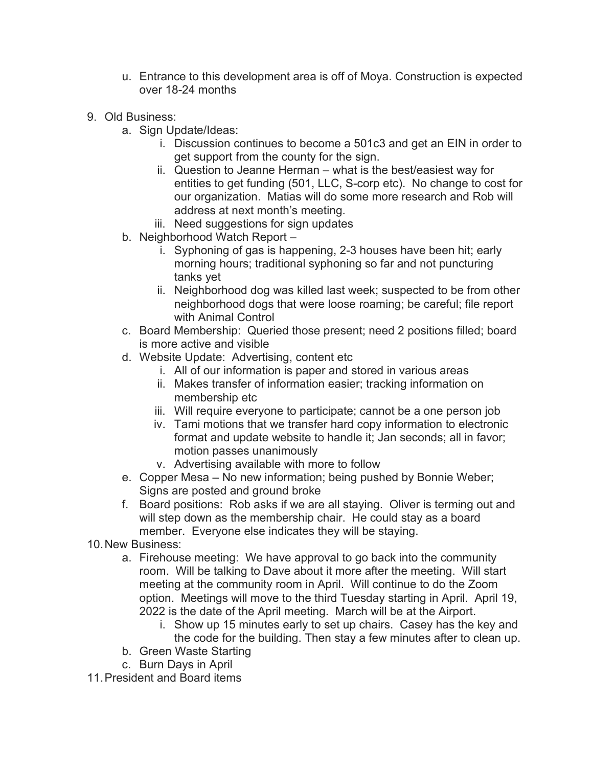u. Entrance to this development area is off of Moya. Construction is expected over 18-24 months

9. Old Business:
   a. Sign Update/Ideas:
      i. Discussion continues to become a 501c3 and get an EIN in order to get support from the county for the sign.
      ii. Question to Jeanne Herman – what is the best/easiest way for entities to get funding (501, LLC, S-corp etc). No change to cost for our organization. Matias will do some more research and Rob will address at next month's meeting.
      iii. Need suggestions for sign updates
   b. Neighborhood Watch Report –
      i. Syphoning of gas is happening, 2-3 houses have been hit; early morning hours; traditional syphoning so far and not puncturing tanks yet
      ii. Neighborhood dog was killed last week; suspected to be from other neighborhood dogs that were loose roaming; be careful; file report with Animal Control
   c. Board Membership: Queried those present; need 2 positions filled; board is more active and visible
   d. Website Update: Advertising, content etc
      i. All of our information is paper and stored in various areas
      ii. Makes transfer of information easier; tracking information on membership etc
      iii. Will require everyone to participate; cannot be a one person job
      iv. Tami motions that we transfer hard copy information to electronic format and update website to handle it; Jan seconds; all in favor; motion passes unanimously
      v. Advertising available with more to follow
   e. Copper Mesa – No new information; being pushed by Bonnie Weber; Signs are posted and ground broke
   f. Board positions: Rob asks if we are all staying. Oliver is terming out and will step down as the membership chair. He could stay as a board member. Everyone else indicates they will be staying.

10. New Business:
    a. Firehouse meeting: We have approval to go back into the community room. Will be talking to Dave about it more after the meeting. Will start meeting at the community room in April. Will continue to do the Zoom option. Meetings will move to the third Tuesday starting in April. April 19, 2022 is the date of the April meeting. March will be at the Airport.
       i. Show up 15 minutes early to set up chairs. Casey has the key and the code for the building. Then stay a few minutes after to clean up.
    b. Green Waste Starting
    c. Burn Days in April

11. President and Board items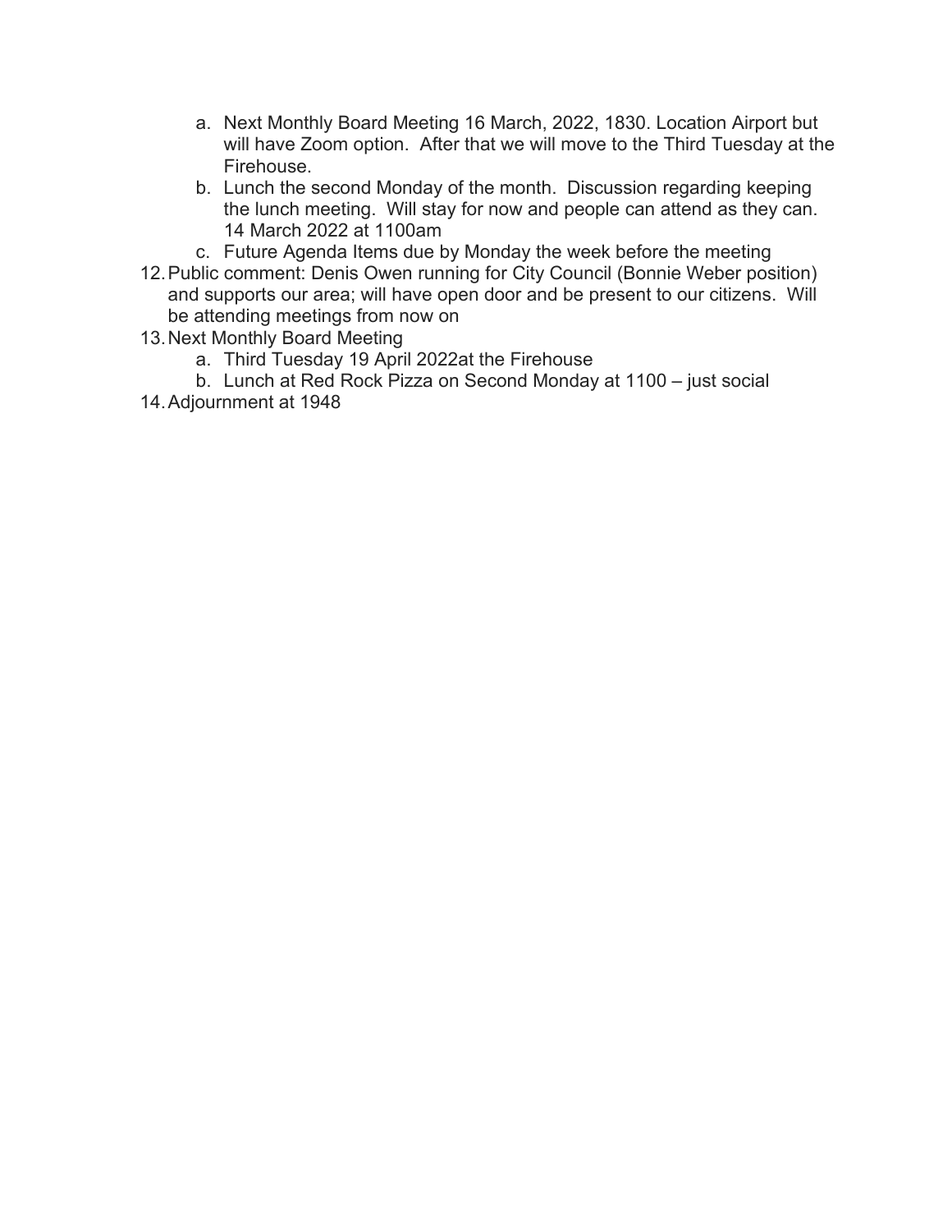a. Next Monthly Board Meeting 16 March, 2022, 1830. Location Airport but will have Zoom option. After that we will move to the Third Tuesday at the Firehouse.
   b. Lunch the second Monday of the month. Discussion regarding keeping the lunch meeting. Will stay for now and people can attend as they can. 14 March 2022 at 1100am
   c. Future Agenda Items due by Monday the week before the meeting

12. Public comment: Denis Owen running for City Council (Bonnie Weber position) and supports our area; will have open door and be present to our citizens. Will be attending meetings from now on
13. Next Monthly Board Meeting
    a. Third Tuesday 19 April 2022at the Firehouse
    b. Lunch at Red Rock Pizza on Second Monday at 1100 – just social
14. Adjournment at 1948